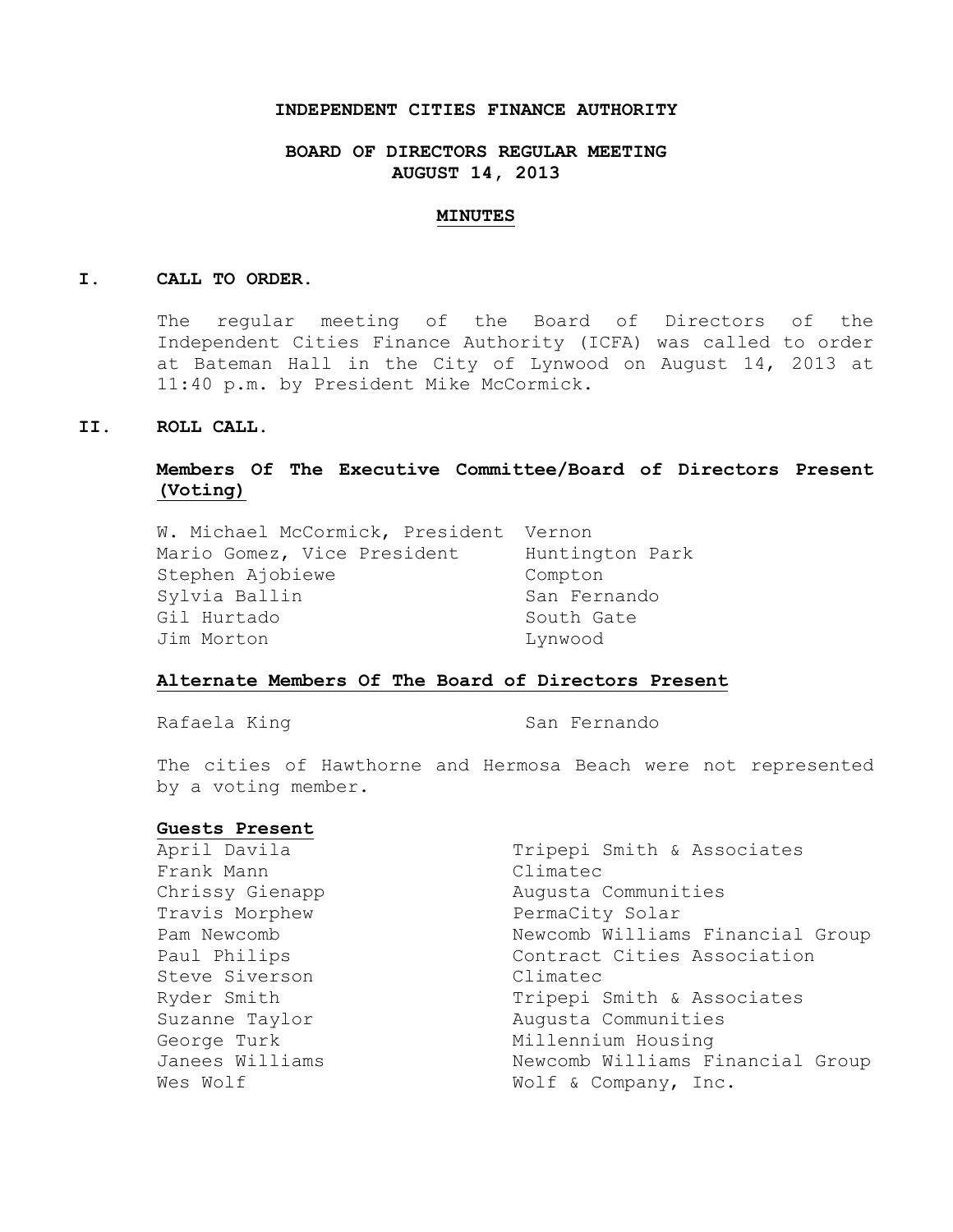# INDEPENDENT CITIES FINANCE AUTHORITY

## BOARD OF DIRECTORS REGULAR MEETING
## AUGUST 14, 2013

### MINUTES

**I. CALL TO ORDER.**

The regular meeting of the Board of Directors of the Independent Cities Finance Authority (ICFA) was called to order at Bateman Hall in the City of Lynwood on August 14, 2013 at 11:40 p.m. by President Mike McCormick.

**II. ROLL CALL.**

**Members Of The Executive Committee/Board of Directors Present (Voting)**

| | |
|---|---|
| W. Michael McCormick, President | Vernon |
| Mario Gomez, Vice President | Huntington Park |
| Stephen Ajobiewe | Compton |
| Sylvia Ballin | San Fernando |
| Gil Hurtado | South Gate |
| Jim Morton | Lynwood |

**Alternate Members Of The Board of Directors Present**

| | |
|---|---|
| Rafaela King | San Fernando |

The cities of Hawthorne and Hermosa Beach were not represented by a voting member.

**Guests Present**

| | |
|---|---|
| April Davila | Tripepi Smith & Associates |
| Frank Mann | Climatec |
| Chrissy Gienapp | Augusta Communities |
| Travis Morphew | PermaCity Solar |
| Pam Newcomb | Newcomb Williams Financial Group |
| Paul Philips | Contract Cities Association |
| Steve Siverson | Climatec |
| Ryder Smith | Tripepi Smith & Associates |
| Suzanne Taylor | Augusta Communities |
| George Turk | Millennium Housing |
| Janees Williams | Newcomb Williams Financial Group |
| Wes Wolf | Wolf & Company, Inc. |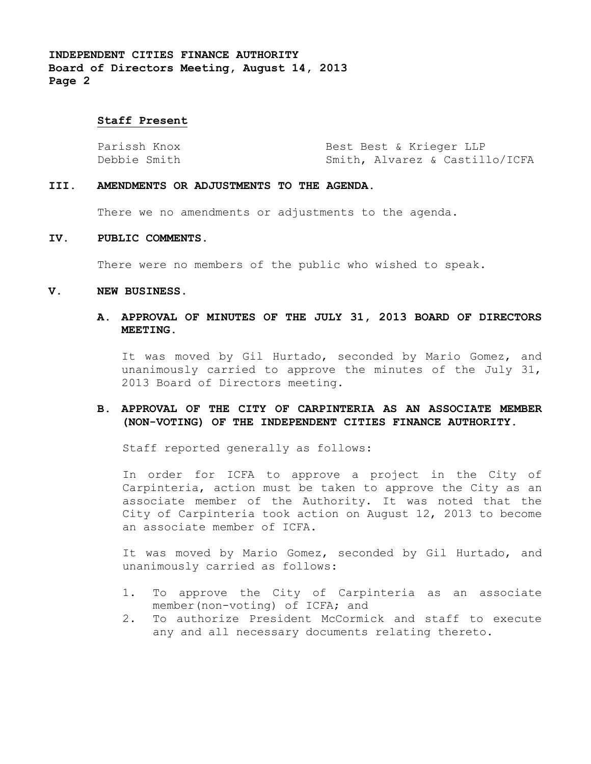**Staff Present**

| | |
|---|---|
| Parissh Knox | Best Best & Krieger LLP |
| Debbie Smith | Smith, Alvarez & Castillo/ICFA |

## III. AMENDMENTS OR ADJUSTMENTS TO THE AGENDA.

There we no amendments or adjustments to the agenda.

## IV. PUBLIC COMMENTS.

There were no members of the public who wished to speak.

## V. NEW BUSINESS.

### A. APPROVAL OF MINUTES OF THE JULY 31, 2013 BOARD OF DIRECTORS MEETING.

It was moved by Gil Hurtado, seconded by Mario Gomez, and unanimously carried to approve the minutes of the July 31, 2013 Board of Directors meeting.

### B. APPROVAL OF THE CITY OF CARPINTERIA AS AN ASSOCIATE MEMBER (NON-VOTING) OF THE INDEPENDENT CITIES FINANCE AUTHORITY.

Staff reported generally as follows:

In order for ICFA to approve a project in the City of Carpinteria, action must be taken to approve the City as an associate member of the Authority. It was noted that the City of Carpinteria took action on August 12, 2013 to become an associate member of ICFA.

It was moved by Mario Gomez, seconded by Gil Hurtado, and unanimously carried as follows:

1. To approve the City of Carpinteria as an associate member(non-voting) of ICFA; and
2. To authorize President McCormick and staff to execute any and all necessary documents relating thereto.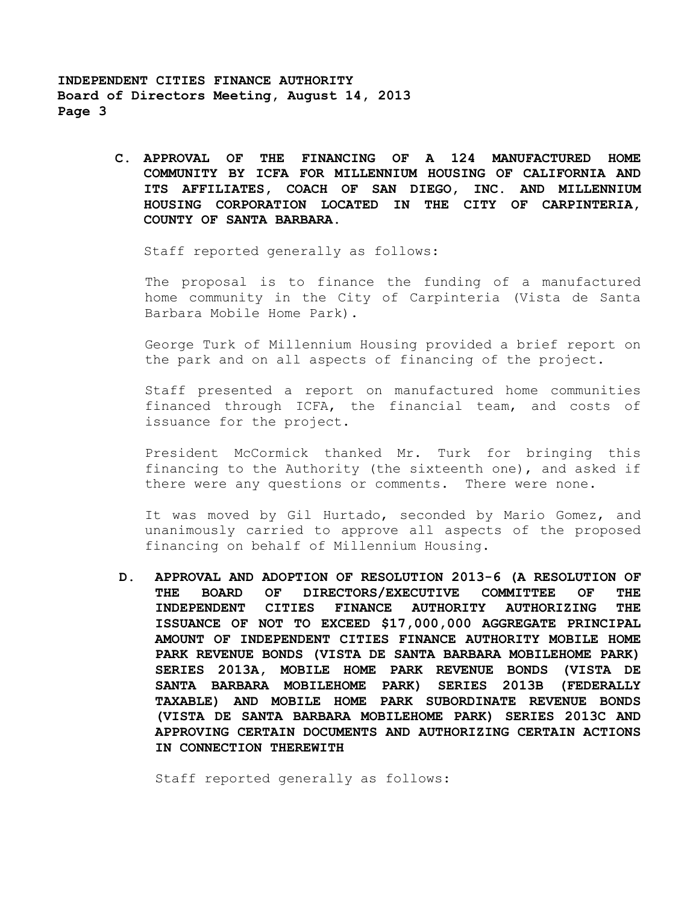**C. APPROVAL OF THE FINANCING OF A 124 MANUFACTURED HOME COMMUNITY BY ICFA FOR MILLENNIUM HOUSING OF CALIFORNIA AND ITS AFFILIATES, COACH OF SAN DIEGO, INC. AND MILLENNIUM HOUSING CORPORATION LOCATED IN THE CITY OF CARPINTERIA, COUNTY OF SANTA BARBARA.**

Staff reported generally as follows:

The proposal is to finance the funding of a manufactured home community in the City of Carpinteria (Vista de Santa Barbara Mobile Home Park).

George Turk of Millennium Housing provided a brief report on the park and on all aspects of financing of the project.

Staff presented a report on manufactured home communities financed through ICFA, the financial team, and costs of issuance for the project.

President McCormick thanked Mr. Turk for bringing this financing to the Authority (the sixteenth one), and asked if there were any questions or comments. There were none.

It was moved by Gil Hurtado, seconded by Mario Gomez, and unanimously carried to approve all aspects of the proposed financing on behalf of Millennium Housing.

**D. APPROVAL AND ADOPTION OF RESOLUTION 2013-6 (A RESOLUTION OF THE BOARD OF DIRECTORS/EXECUTIVE COMMITTEE OF THE INDEPENDENT CITIES FINANCE AUTHORITY AUTHORIZING THE ISSUANCE OF NOT TO EXCEED $17,000,000 AGGREGATE PRINCIPAL AMOUNT OF INDEPENDENT CITIES FINANCE AUTHORITY MOBILE HOME PARK REVENUE BONDS (VISTA DE SANTA BARBARA MOBILEHOME PARK) SERIES 2013A, MOBILE HOME PARK REVENUE BONDS (VISTA DE SANTA BARBARA MOBILEHOME PARK) SERIES 2013B (FEDERALLY TAXABLE) AND MOBILE HOME PARK SUBORDINATE REVENUE BONDS (VISTA DE SANTA BARBARA MOBILEHOME PARK) SERIES 2013C AND APPROVING CERTAIN DOCUMENTS AND AUTHORIZING CERTAIN ACTIONS IN CONNECTION THEREWITH**

Staff reported generally as follows: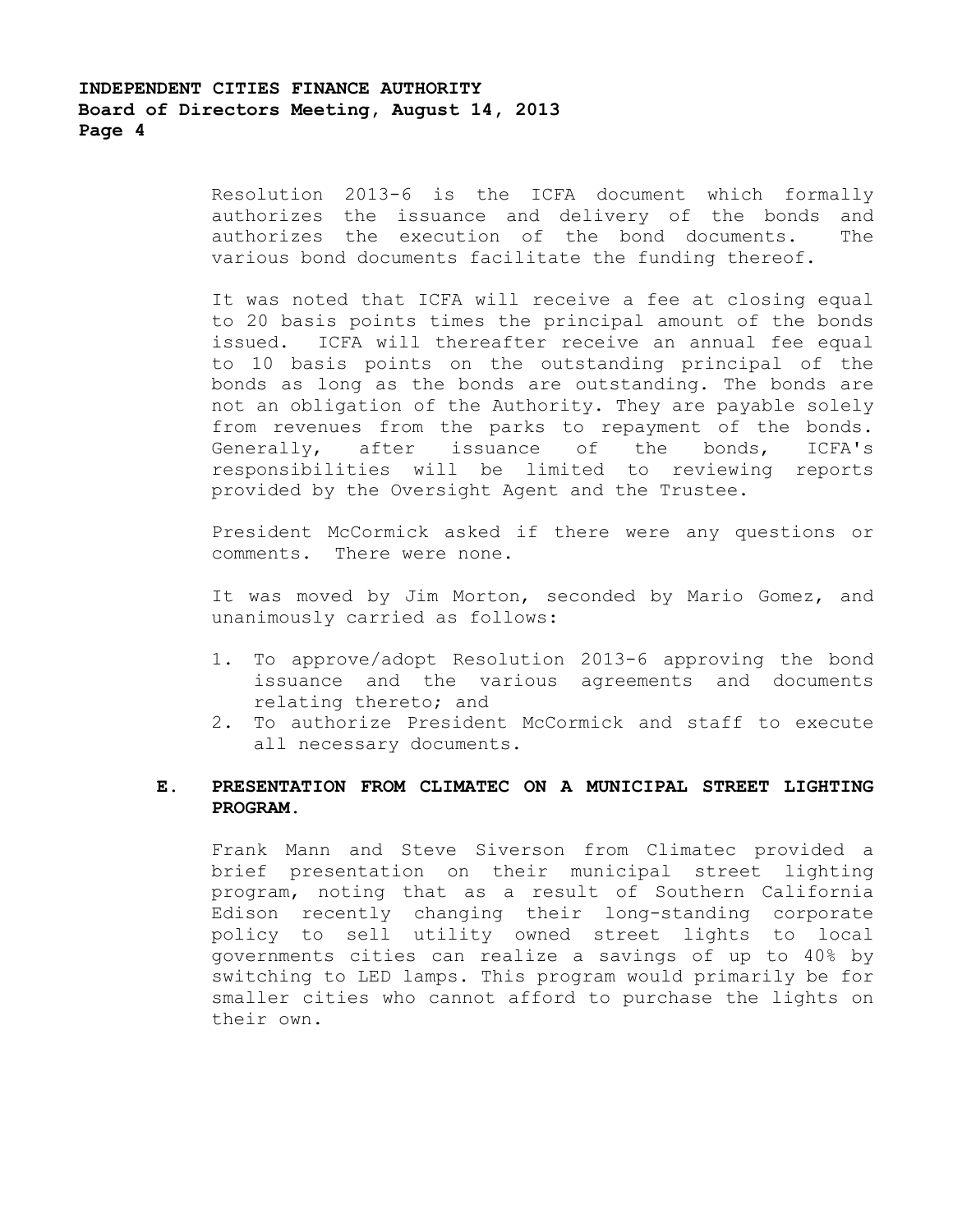Resolution 2013-6 is the ICFA document which formally authorizes the issuance and delivery of the bonds and authorizes the execution of the bond documents. The various bond documents facilitate the funding thereof.

It was noted that ICFA will receive a fee at closing equal to 20 basis points times the principal amount of the bonds issued. ICFA will thereafter receive an annual fee equal to 10 basis points on the outstanding principal of the bonds as long as the bonds are outstanding. The bonds are not an obligation of the Authority. They are payable solely from revenues from the parks to repayment of the bonds. Generally, after issuance of the bonds, ICFA's responsibilities will be limited to reviewing reports provided by the Oversight Agent and the Trustee.

President McCormick asked if there were any questions or comments. There were none.

It was moved by Jim Morton, seconded by Mario Gomez, and unanimously carried as follows:

1. To approve/adopt Resolution 2013-6 approving the bond issuance and the various agreements and documents relating thereto; and
2. To authorize President McCormick and staff to execute all necessary documents.

**E. PRESENTATION FROM CLIMATEC ON A MUNICIPAL STREET LIGHTING PROGRAM.**

Frank Mann and Steve Siverson from Climatec provided a brief presentation on their municipal street lighting program, noting that as a result of Southern California Edison recently changing their long-standing corporate policy to sell utility owned street lights to local governments cities can realize a savings of up to 40% by switching to LED lamps. This program would primarily be for smaller cities who cannot afford to purchase the lights on their own.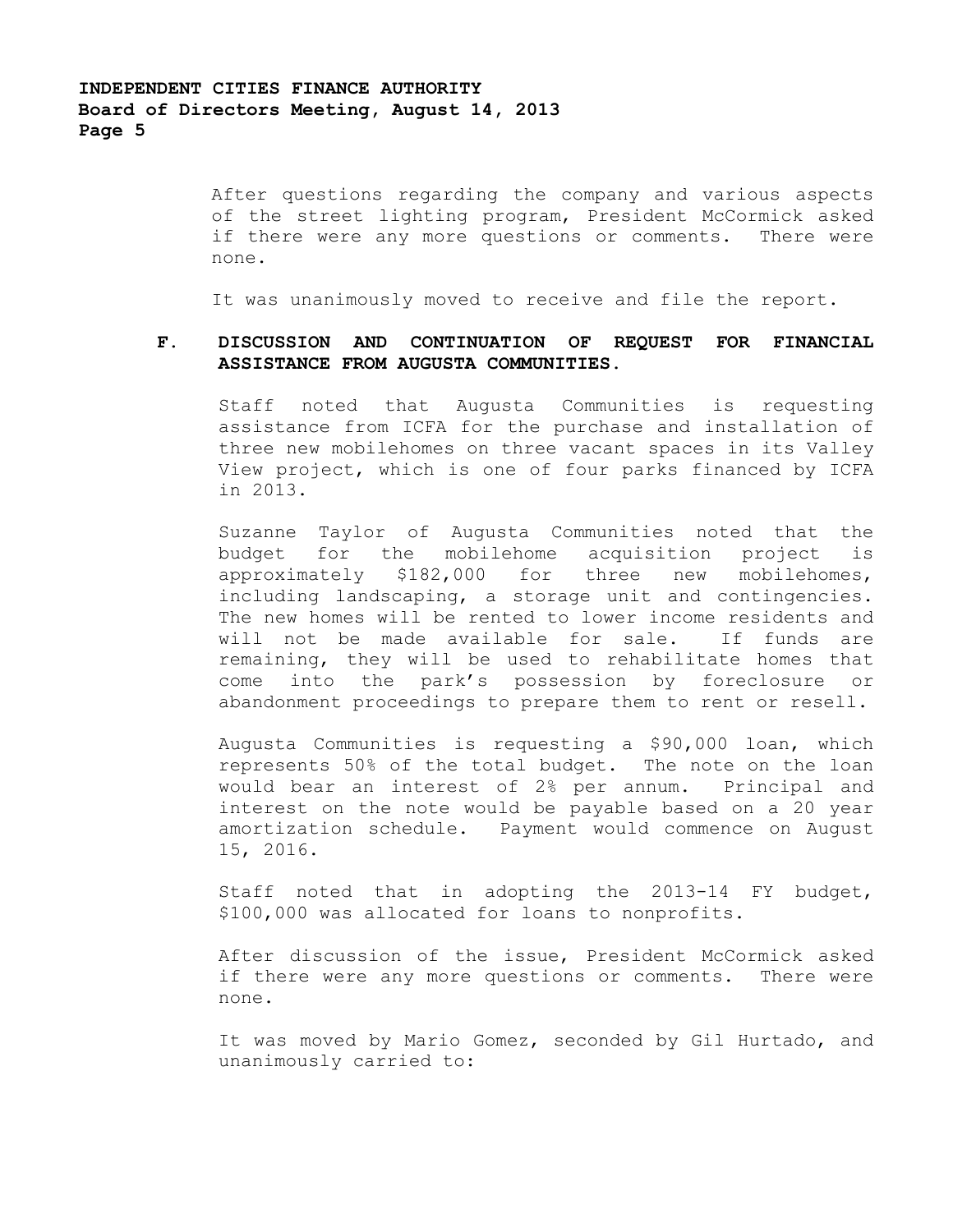After questions regarding the company and various aspects of the street lighting program, President McCormick asked if there were any more questions or comments. There were none.

It was unanimously moved to receive and file the report.

**F. DISCUSSION AND CONTINUATION OF REQUEST FOR FINANCIAL ASSISTANCE FROM AUGUSTA COMMUNITIES.**

Staff noted that Augusta Communities is requesting assistance from ICFA for the purchase and installation of three new mobilehomes on three vacant spaces in its Valley View project, which is one of four parks financed by ICFA in 2013.

Suzanne Taylor of Augusta Communities noted that the budget for the mobilehome acquisition project is approximately $182,000 for three new mobilehomes, including landscaping, a storage unit and contingencies. The new homes will be rented to lower income residents and will not be made available for sale. If funds are remaining, they will be used to rehabilitate homes that come into the park's possession by foreclosure or abandonment proceedings to prepare them to rent or resell.

Augusta Communities is requesting a $90,000 loan, which represents 50% of the total budget. The note on the loan would bear an interest of 2% per annum. Principal and interest on the note would be payable based on a 20 year amortization schedule. Payment would commence on August 15, 2016.

Staff noted that in adopting the 2013-14 FY budget, $100,000 was allocated for loans to nonprofits.

After discussion of the issue, President McCormick asked if there were any more questions or comments. There were none.

It was moved by Mario Gomez, seconded by Gil Hurtado, and unanimously carried to: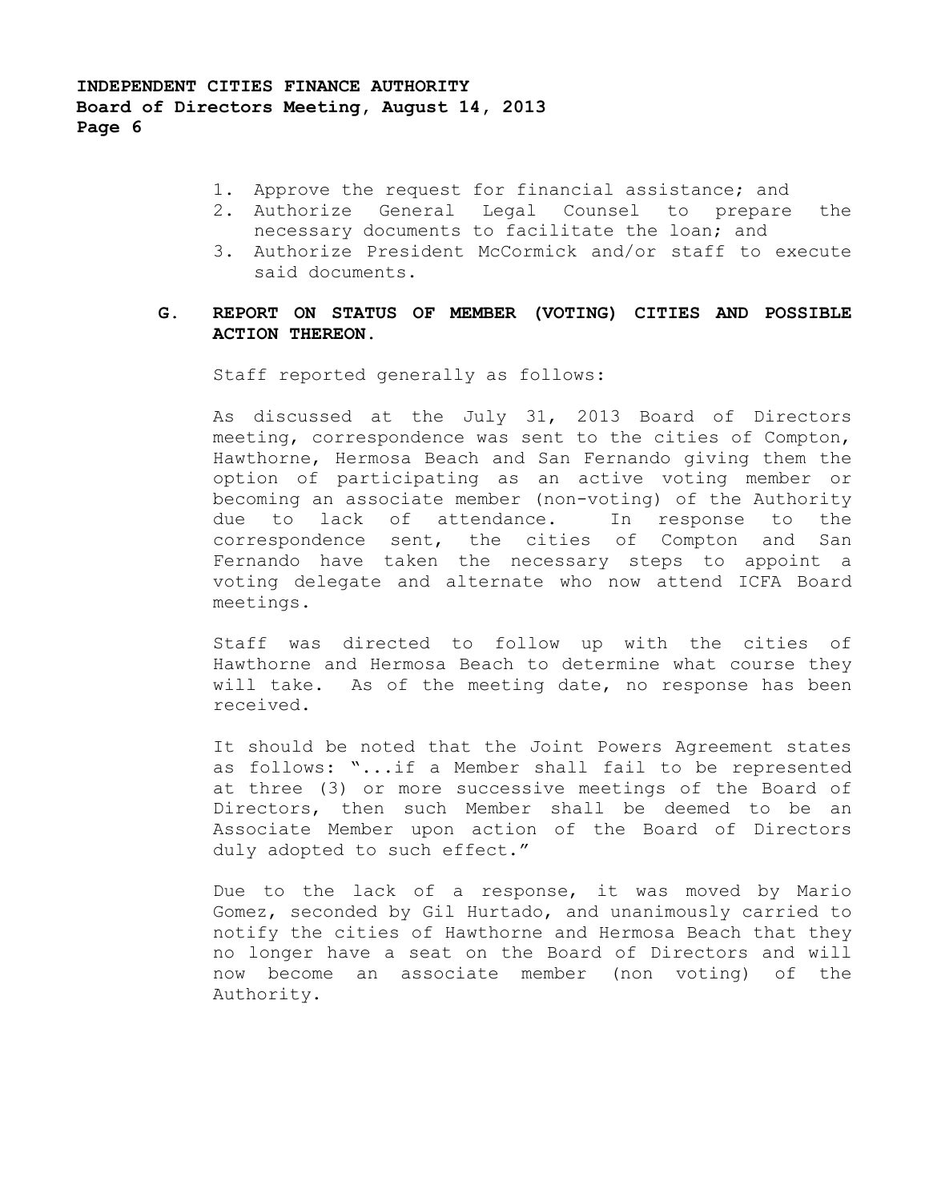1. Approve the request for financial assistance; and
2. Authorize General Legal Counsel to prepare the necessary documents to facilitate the loan; and
3. Authorize President McCormick and/or staff to execute said documents.

**G. REPORT ON STATUS OF MEMBER (VOTING) CITIES AND POSSIBLE ACTION THEREON.**

Staff reported generally as follows:

As discussed at the July 31, 2013 Board of Directors meeting, correspondence was sent to the cities of Compton, Hawthorne, Hermosa Beach and San Fernando giving them the option of participating as an active voting member or becoming an associate member (non-voting) of the Authority due to lack of attendance. In response to the correspondence sent, the cities of Compton and San Fernando have taken the necessary steps to appoint a voting delegate and alternate who now attend ICFA Board meetings.

Staff was directed to follow up with the cities of Hawthorne and Hermosa Beach to determine what course they will take. As of the meeting date, no response has been received.

It should be noted that the Joint Powers Agreement states as follows: "...if a Member shall fail to be represented at three (3) or more successive meetings of the Board of Directors, then such Member shall be deemed to be an Associate Member upon action of the Board of Directors duly adopted to such effect."

Due to the lack of a response, it was moved by Mario Gomez, seconded by Gil Hurtado, and unanimously carried to notify the cities of Hawthorne and Hermosa Beach that they no longer have a seat on the Board of Directors and will now become an associate member (non voting) of the Authority.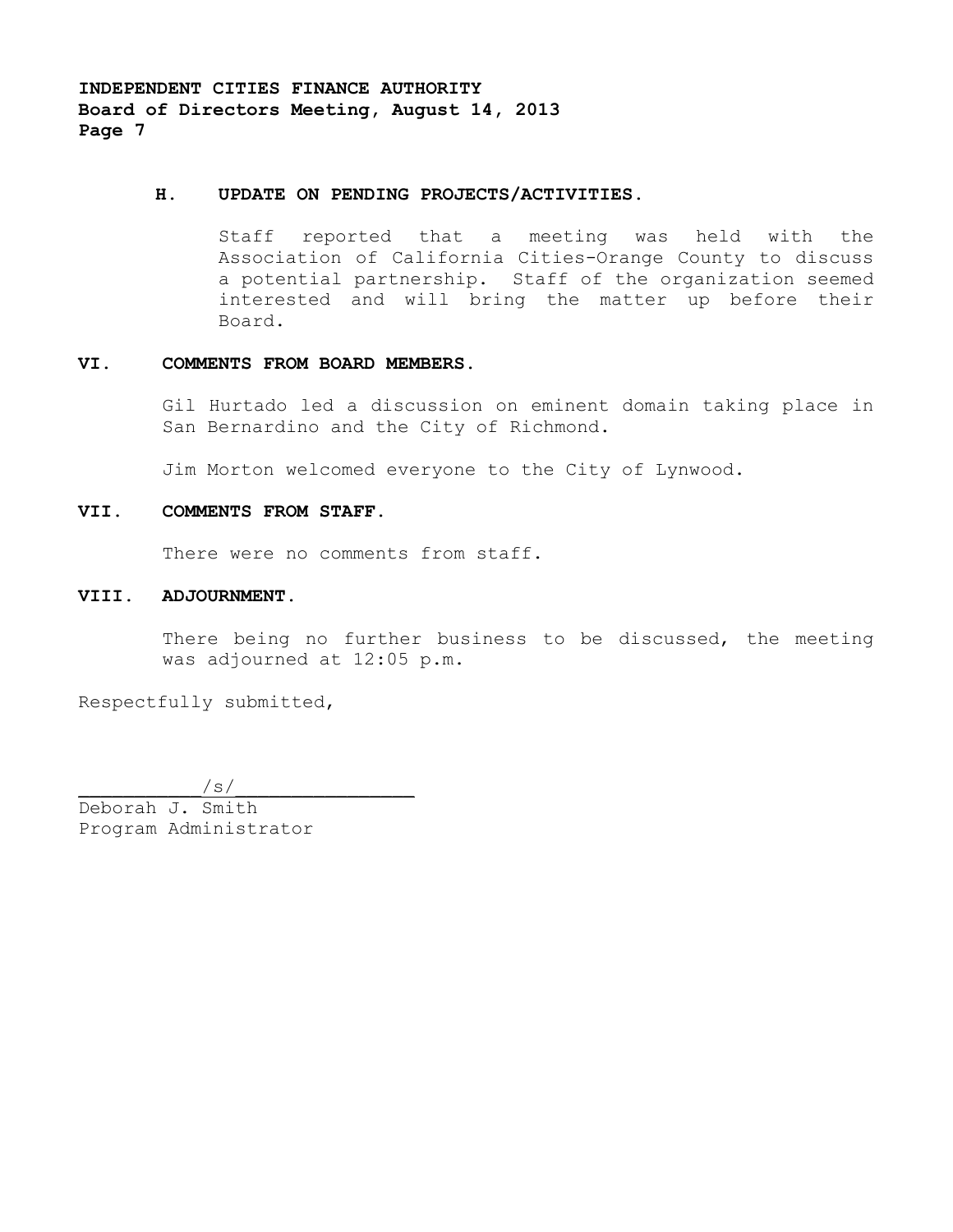### H. UPDATE ON PENDING PROJECTS/ACTIVITIES.

Staff reported that a meeting was held with the Association of California Cities-Orange County to discuss a potential partnership. Staff of the organization seemed interested and will bring the matter up before their Board.

## VI. COMMENTS FROM BOARD MEMBERS.

Gil Hurtado led a discussion on eminent domain taking place in San Bernardino and the City of Richmond.

Jim Morton welcomed everyone to the City of Lynwood.

## VII. COMMENTS FROM STAFF.

There were no comments from staff.

## VIII. ADJOURNMENT.

There being no further business to be discussed, the meeting was adjourned at 12:05 p.m.

Respectfully submitted,

/s/

Deborah J. Smith
Program Administrator